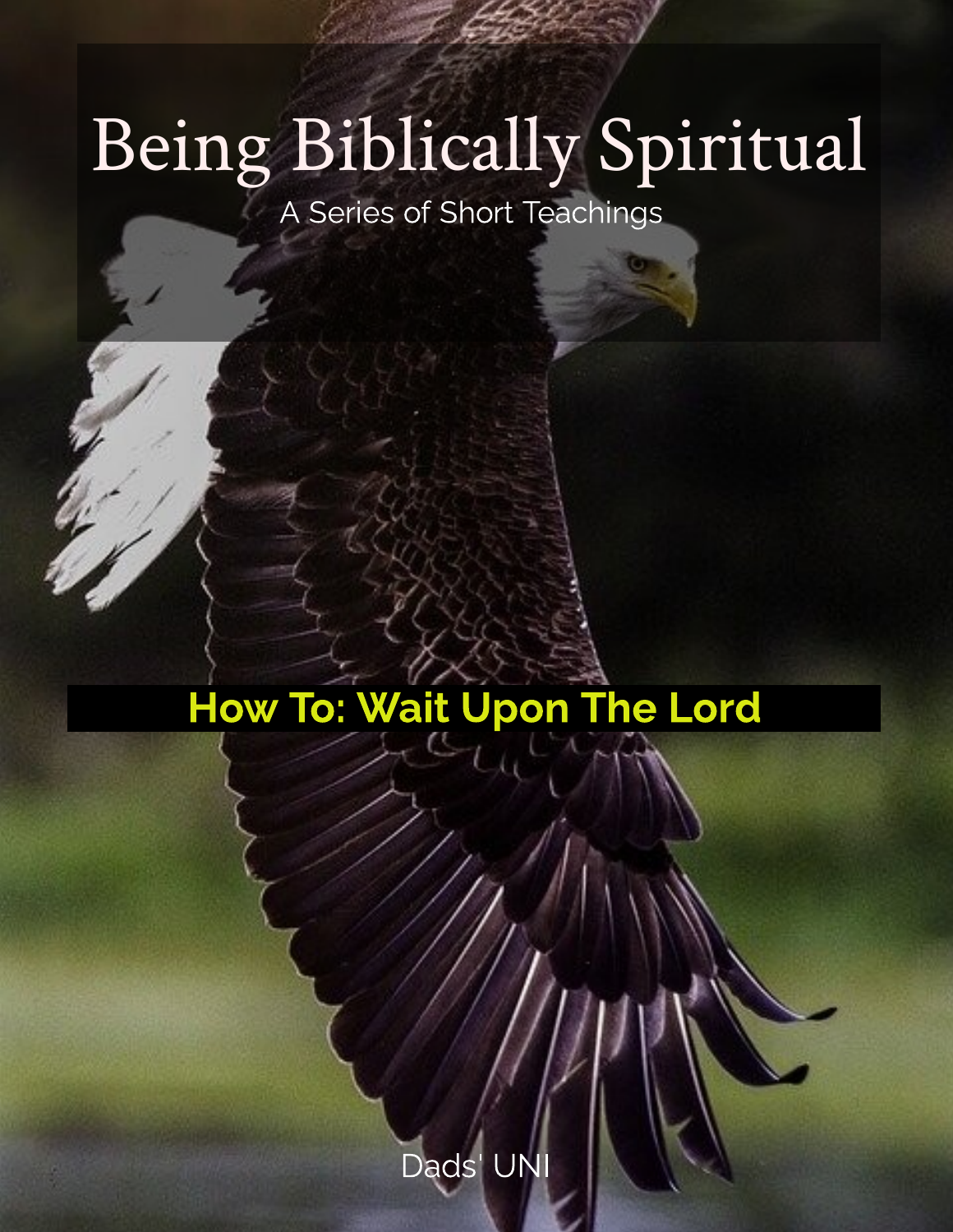# Being Biblically Spiritual

A Series of Short Teachings

## How To: Wait Upon The Lord

Dads' UNI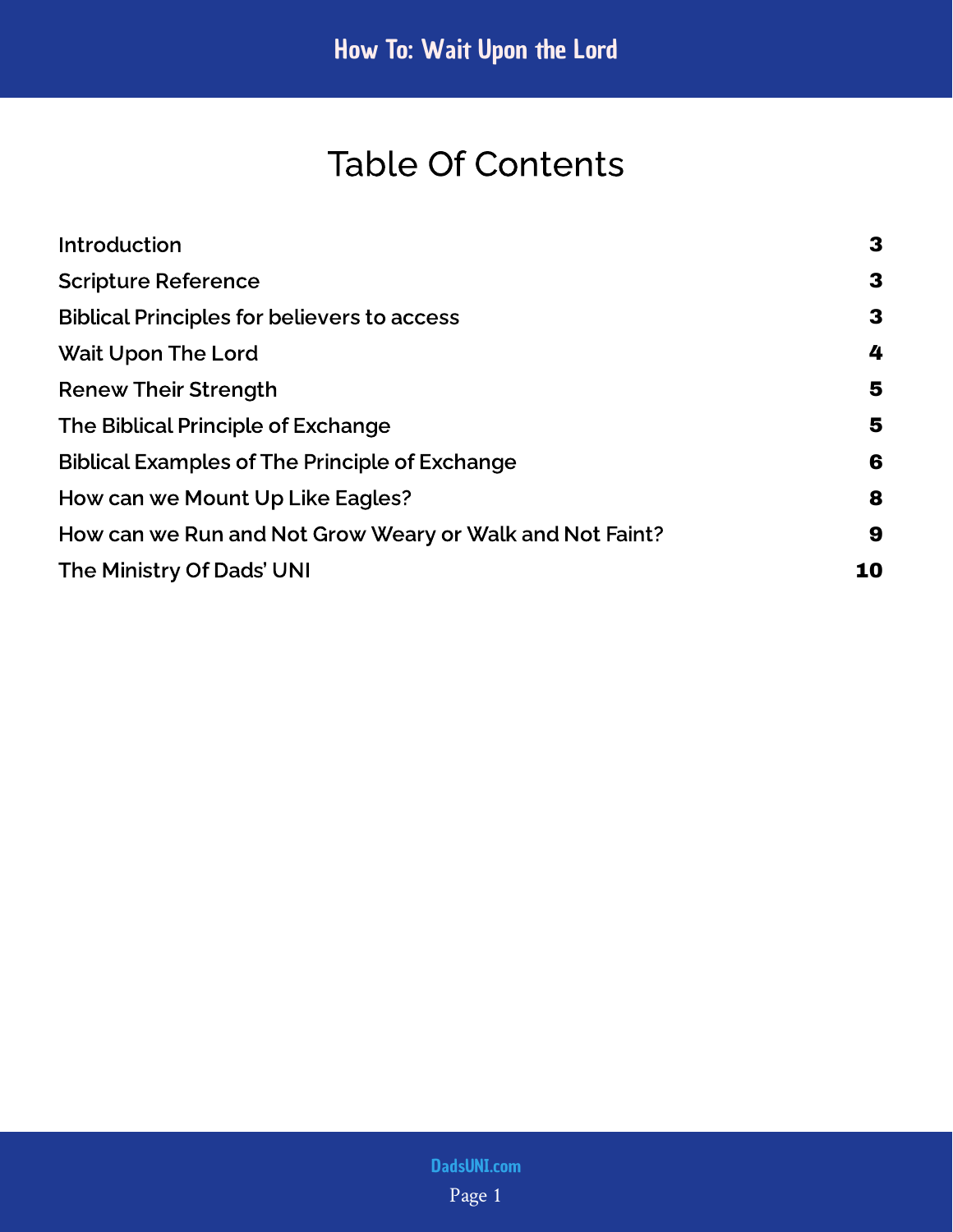# Table Of Contents

| | |
|---|---|
| Introduction | 3 |
| Scripture Reference | 3 |
| Biblical Principles for believers to access | 3 |
| Wait Upon The Lord | 4 |
| Renew Their Strength | 5 |
| The Biblical Principle of Exchange | 5 |
| Biblical Examples of The Principle of Exchange | 6 |
| How can we Mount Up Like Eagles? | 8 |
| How can we Run and Not Grow Weary or Walk and Not Faint? | 9 |
| The Ministry Of Dads' UNI | 10 |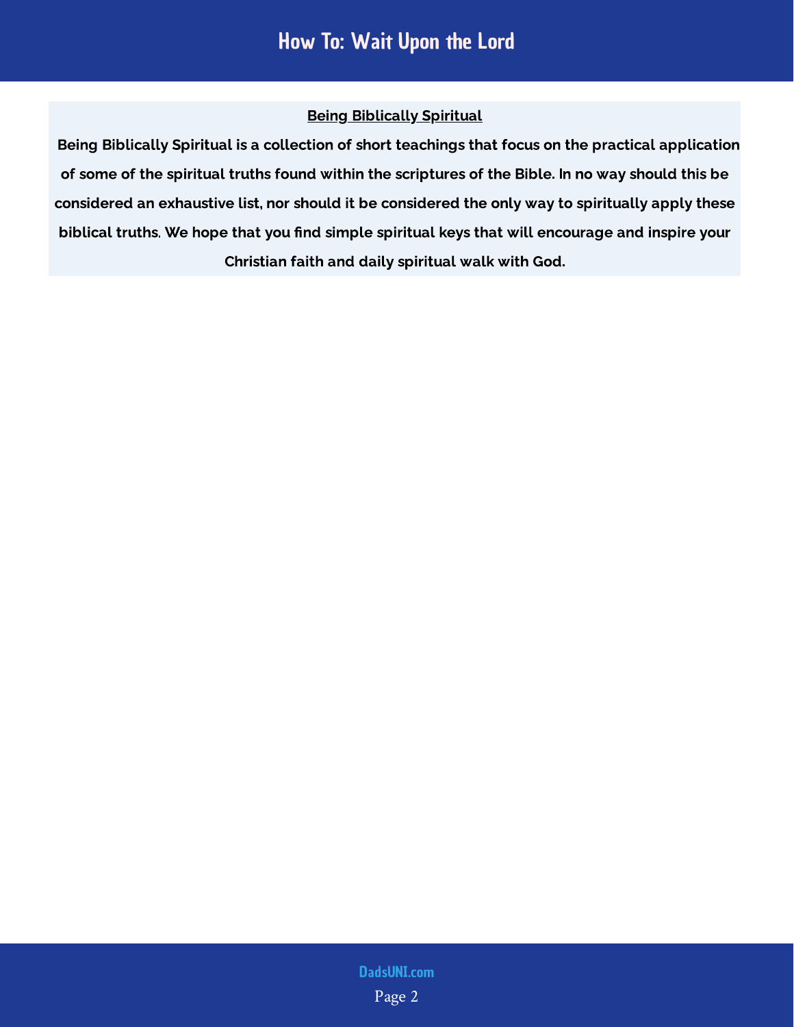## Being Biblically Spiritual

**Being Biblically Spiritual is a collection of short teachings that focus on the practical application of some of the spiritual truths found within the scriptures of the Bible. In no way should this be considered an exhaustive list, nor should it be considered the only way to spiritually apply these biblical truths. We hope that you find simple spiritual keys that will encourage and inspire your Christian faith and daily spiritual walk with God.**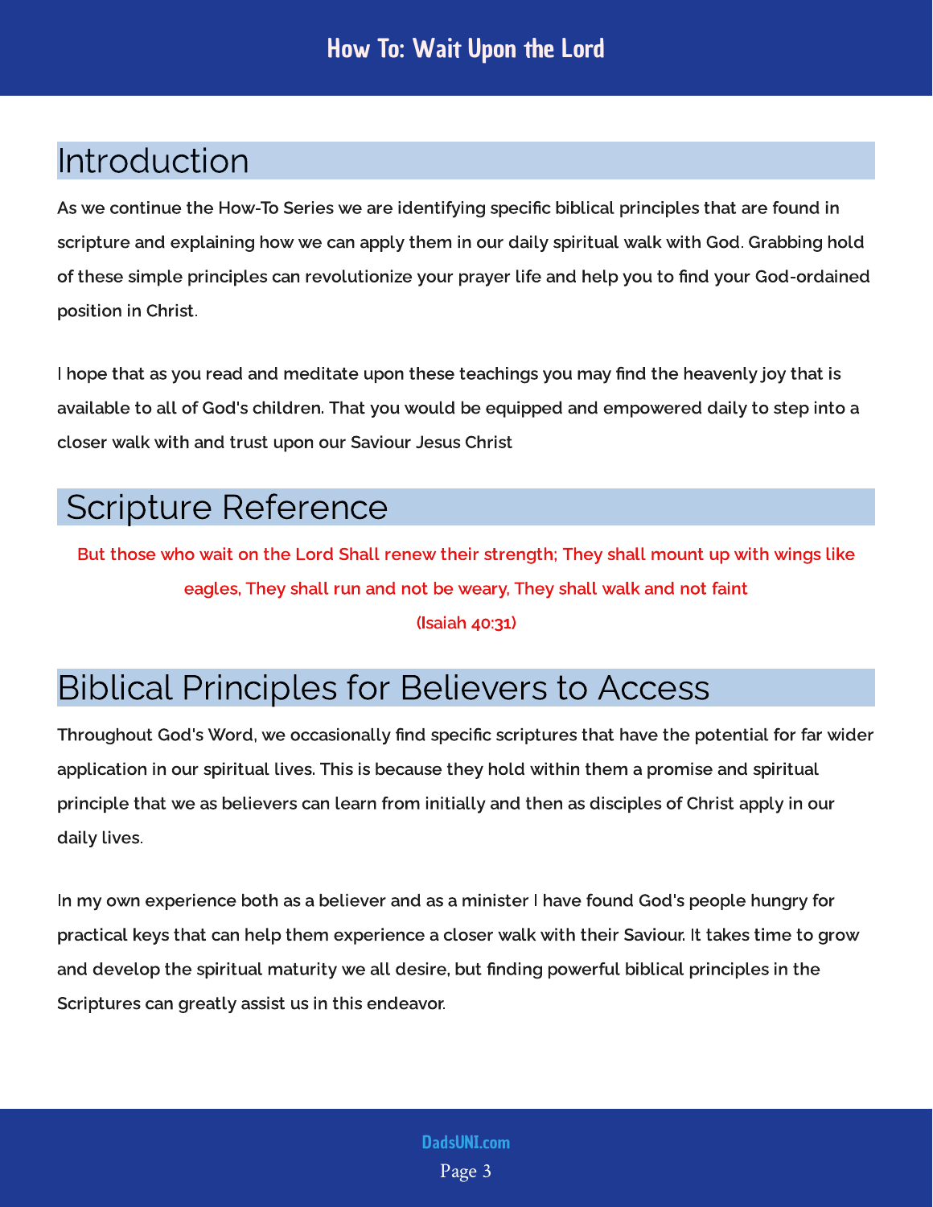## Introduction

As we continue the How-To Series we are identifying specific biblical principles that are found in scripture and explaining how we can apply them in our daily spiritual walk with God. Grabbing hold of these simple principles can revolutionize your prayer life and help you to find your God-ordained position in Christ.

I hope that as you read and meditate upon these teachings you may find the heavenly joy that is available to all of God's children. That you would be equipped and empowered daily to step into a closer walk with and trust upon our Saviour Jesus Christ

## Scripture Reference

But those who wait on the Lord Shall renew their strength; They shall mount up with wings like eagles, They shall run and not be weary, They shall walk and not faint

(Isaiah 40:31)

## Biblical Principles for Believers to Access

Throughout God's Word, we occasionally find specific scriptures that have the potential for far wider application in our spiritual lives. This is because they hold within them a promise and spiritual principle that we as believers can learn from initially and then as disciples of Christ apply in our daily lives.

In my own experience both as a believer and as a minister I have found God's people hungry for practical keys that can help them experience a closer walk with their Saviour. It takes time to grow and develop the spiritual maturity we all desire, but finding powerful biblical principles in the Scriptures can greatly assist us in this endeavor.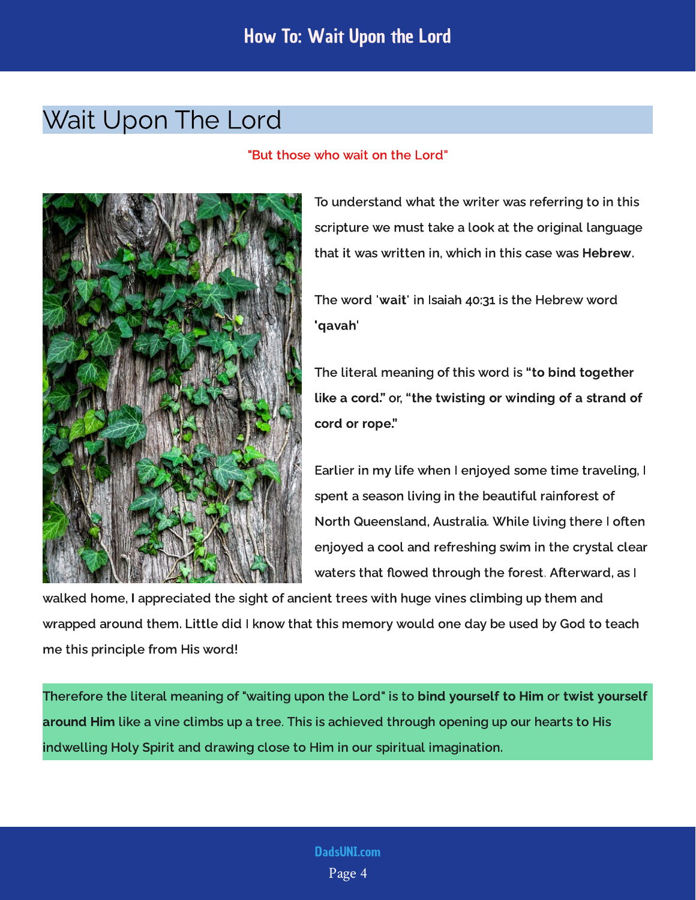# Wait Upon The Lord

"But those who wait on the Lord"

To understand what the writer was referring to in this scripture we must take a look at the original language that it was written in, which in this case was **Hebrew**.

The word '**wait**' in Isaiah 40:31 is the Hebrew word **'qavah'**

The literal meaning of this word is **"to bind together like a cord."** or, **"the twisting or winding of a strand of cord or rope."**

Earlier in my life when I enjoyed some time traveling, I spent a season living in the beautiful rainforest of North Queensland, Australia. While living there I often enjoyed a cool and refreshing swim in the crystal clear waters that flowed through the forest. Afterward, as I walked home, I appreciated the sight of ancient trees with huge vines climbing up them and wrapped around them. Little did I know that this memory would one day be used by God to teach me this principle from His word!

Therefore the literal meaning of "waiting upon the Lord" is to **bind yourself to Him** or **twist yourself around Him** like a vine climbs up a tree. This is achieved through opening up our hearts to His indwelling Holy Spirit and drawing close to Him in our spiritual imagination.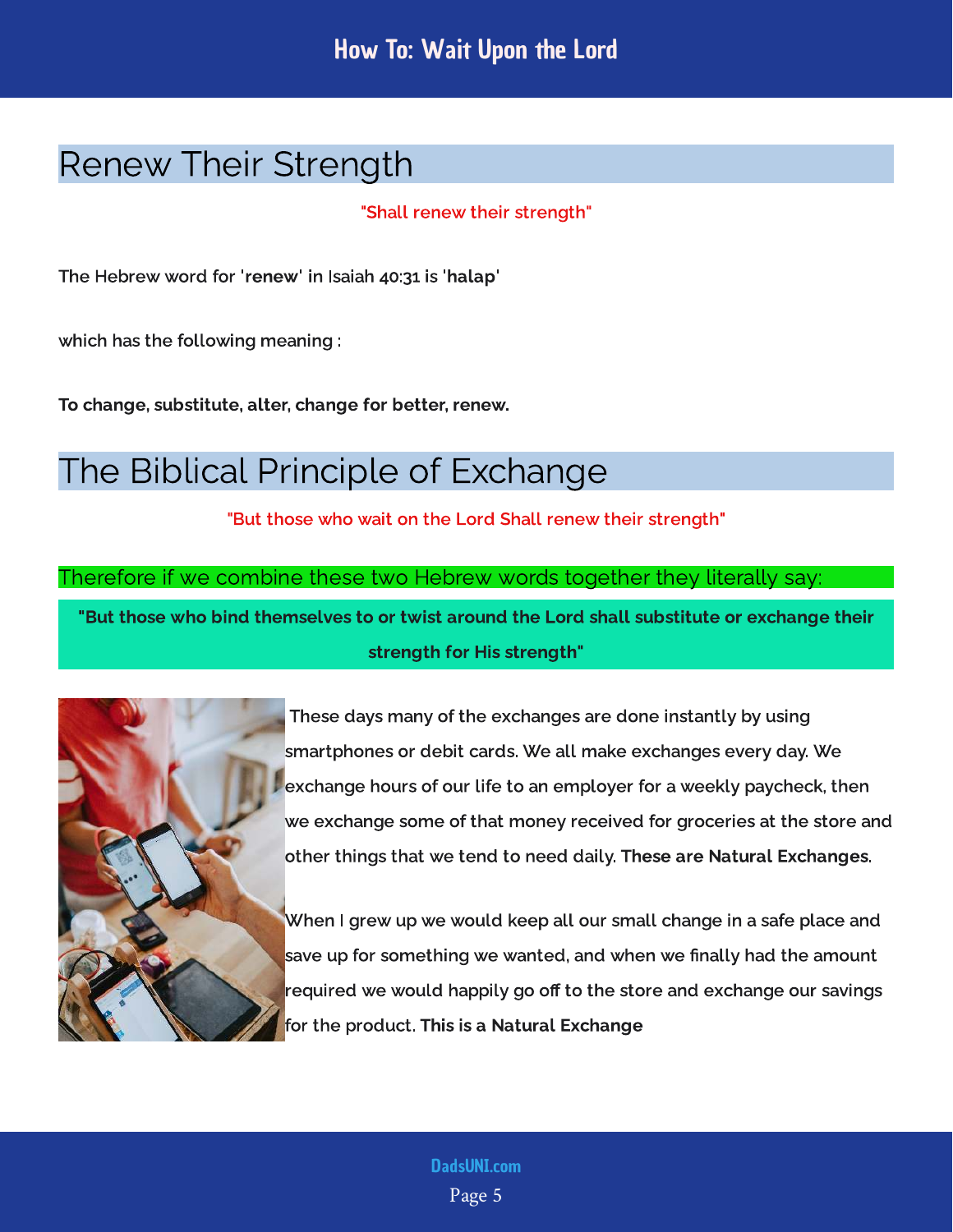## Renew Their Strength

**"Shall renew their strength"**

The Hebrew word for '**renew**' in Isaiah 40:31 is '**halap**'

which has the following meaning :

**To change, substitute, alter, change for better, renew.**

## The Biblical Principle of Exchange

**"But those who wait on the Lord Shall renew their strength"**

Therefore if we combine these two Hebrew words together they literally say:

**"But those who bind themselves to or twist around the Lord shall substitute or exchange their strength for His strength"**

These days many of the exchanges are done instantly by using smartphones or debit cards. We all make exchanges every day. We exchange hours of our life to an employer for a weekly paycheck, then we exchange some of that money received for groceries at the store and other things that we tend to need daily. **These are Natural Exchanges**.

When I grew up we would keep all our small change in a safe place and save up for something we wanted, and when we finally had the amount required we would happily go off to the store and exchange our savings for the product. **This is a Natural Exchange**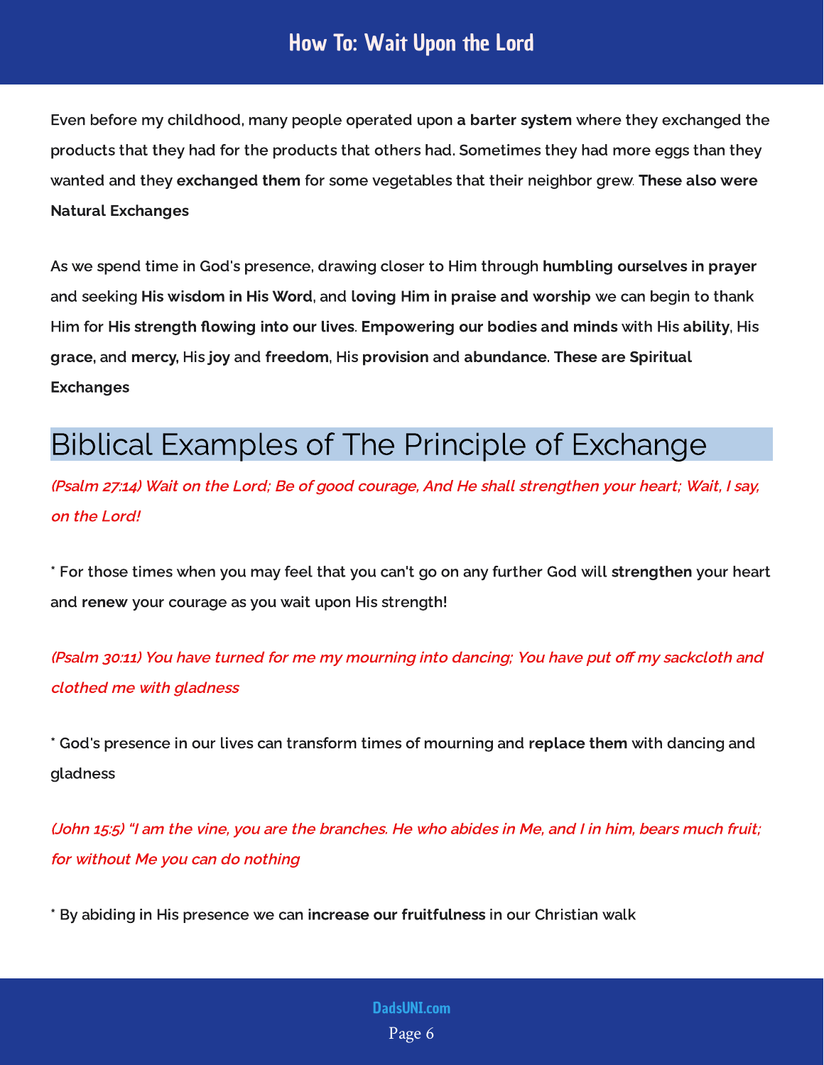Even before my childhood, many people operated upon **a barter system** where they exchanged the products that they had for the products that others had. Sometimes they had more eggs than they wanted and they **exchanged them** for some vegetables that their neighbor grew. **These also were Natural Exchanges**

As we spend time in God's presence, drawing closer to Him through **humbling ourselves in prayer** and seeking **His wisdom in His Word**, and **loving Him in praise and worship** we can begin to thank Him for **His strength flowing into our lives**. **Empowering our bodies and minds** with His **ability**, His **grace**, and **mercy,** His **joy** and **freedom**, His **provision** and **abundance**. **These are Spiritual Exchanges**

## Biblical Examples of The Principle of Exchange

*(Psalm 27:14) Wait on the Lord; Be of good courage, And He shall strengthen your heart; Wait, I say, on the Lord!*

* For those times when you may feel that you can't go on any further God will **strengthen** your heart and **renew** your courage as you wait upon His strength!

*(Psalm 30:11) You have turned for me my mourning into dancing; You have put off my sackcloth and clothed me with gladness*

* God's presence in our lives can transform times of mourning and **replace them** with dancing and gladness

*(John 15:5) "I am the vine, you are the branches. He who abides in Me, and I in him, bears much fruit; for without Me you can do nothing*

* By abiding in His presence we can **increase our fruitfulness** in our Christian walk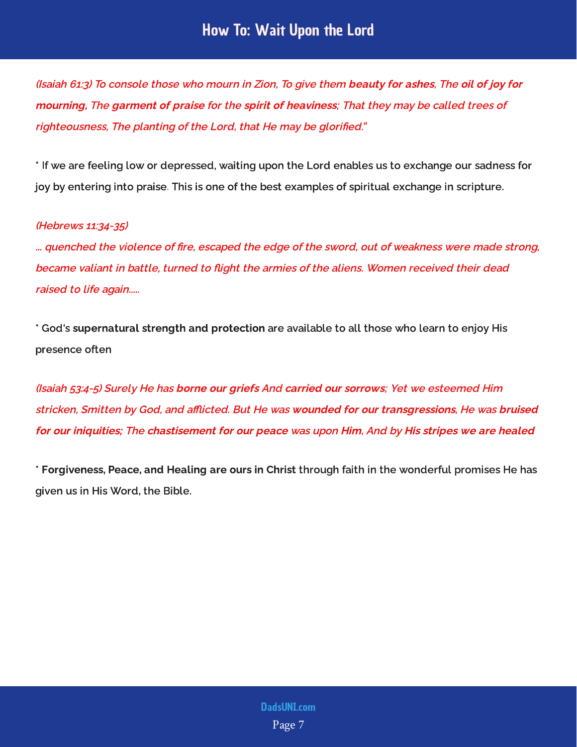*(Isaiah 61:3) To console those who mourn in Zion, To give them **beauty for ashes**, The **oil of joy for mourning**, The **garment of praise** for the **spirit of heaviness**; That they may be called trees of righteousness, The planting of the Lord, that He may be glorified."*

* If we are feeling low or depressed, waiting upon the Lord enables us to exchange our sadness for joy by entering into praise. This is one of the best examples of spiritual exchange in scripture.

***(Hebrews 11:34-35)***
***... quenched the violence of fire, escaped the edge of the sword, out of weakness were made strong, became valiant in battle, turned to flight the armies of the aliens. Women received their dead raised to life again.....***

* God's **supernatural strength and protection** are available to all those who learn to enjoy His presence often

*(Isaiah 53:4-5) Surely He has **borne our griefs** And **carried our sorrows**; Yet we esteemed Him stricken, Smitten by God, and afflicted. But He was **wounded for our transgressions**, He was **bruised for our iniquities;** The **chastisement for our peace** was upon **Him**, And by **His stripes we are healed***

* **Forgiveness, Peace, and Healing are ours in Christ** through faith in the wonderful promises He has given us in His Word, the Bible.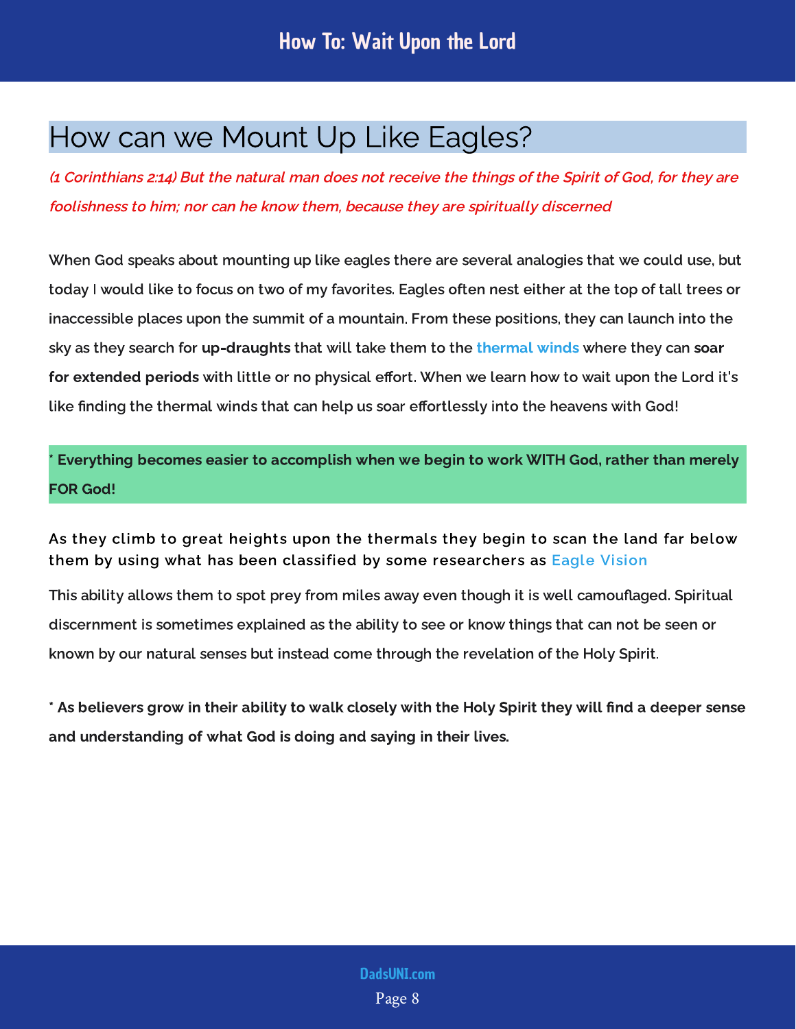## How can we Mount Up Like Eagles?

*(1 Corinthians 2:14) But the natural man does not receive the things of the Spirit of God, for they are foolishness to him; nor can he know them, because they are spiritually discerned*

When God speaks about mounting up like eagles there are several analogies that we could use, but today I would like to focus on two of my favorites. Eagles often nest either at the top of tall trees or inaccessible places upon the summit of a mountain. From these positions, they can launch into the sky as they search for **up-draughts** that will take them to the thermal winds where they can **soar for extended periods** with little or no physical effort. When we learn how to wait upon the Lord it's like finding the thermal winds that can help us soar effortlessly into the heavens with God!

\* **Everything becomes easier to accomplish when we begin to work WITH God, rather than merely FOR God!**

As they climb to great heights upon the thermals they begin to scan the land far below them by using what has been classified by some researchers as Eagle Vision

This ability allows them to spot prey from miles away even though it is well camouflaged. Spiritual discernment is sometimes explained as the ability to see or know things that can not be seen or known by our natural senses but instead come through the revelation of the Holy Spirit.

**\* As believers grow in their ability to walk closely with the Holy Spirit they will find a deeper sense and understanding of what God is doing and saying in their lives.**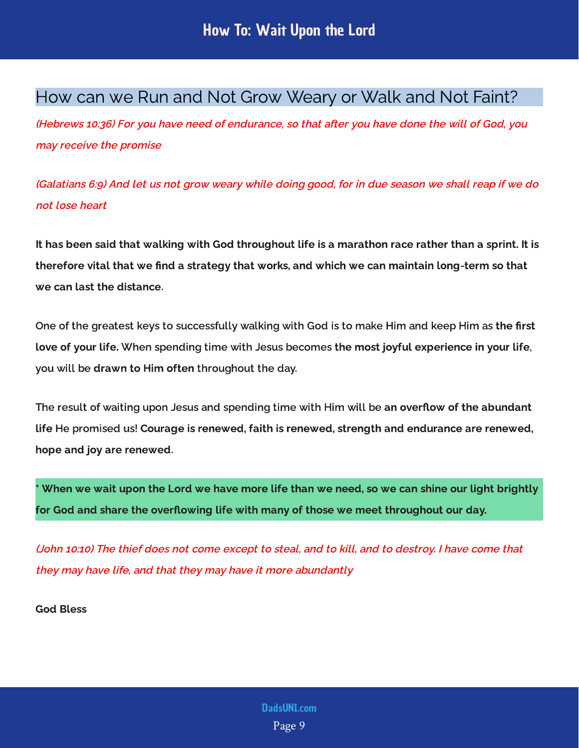## How can we Run and Not Grow Weary or Walk and Not Faint?

*(Hebrews 10:36) For you have need of endurance, so that after you have done the will of God, you may receive the promise*

*(Galatians 6:9) And let us not grow weary while doing good, for in due season we shall reap if we do not lose heart*

**It has been said that walking with God throughout life is a marathon race rather than a sprint. It is therefore vital that we find a strategy that works, and which we can maintain long-term so that we can last the distance**.

One of the greatest keys to successfully walking with God is to make Him and keep Him as **the first love of your life.** When spending time with Jesus becomes **the most joyful experience in your life**, you will be **drawn to Him often** throughout the day.

The result of waiting upon Jesus and spending time with Him will be **an overflow of the abundant life** He promised us! **Courage is renewed, faith is renewed, strength and endurance are renewed, hope and joy are renewed**.

**\* When we wait upon the Lord we have more life than we need, so we can shine our light brightly for God and share the overflowing life with many of those we meet throughout our day.**

*(John 10:10) The thief does not come except to steal, and to kill, and to destroy. I have come that they may have life, and that they may have it more abundantly*

**God Bless**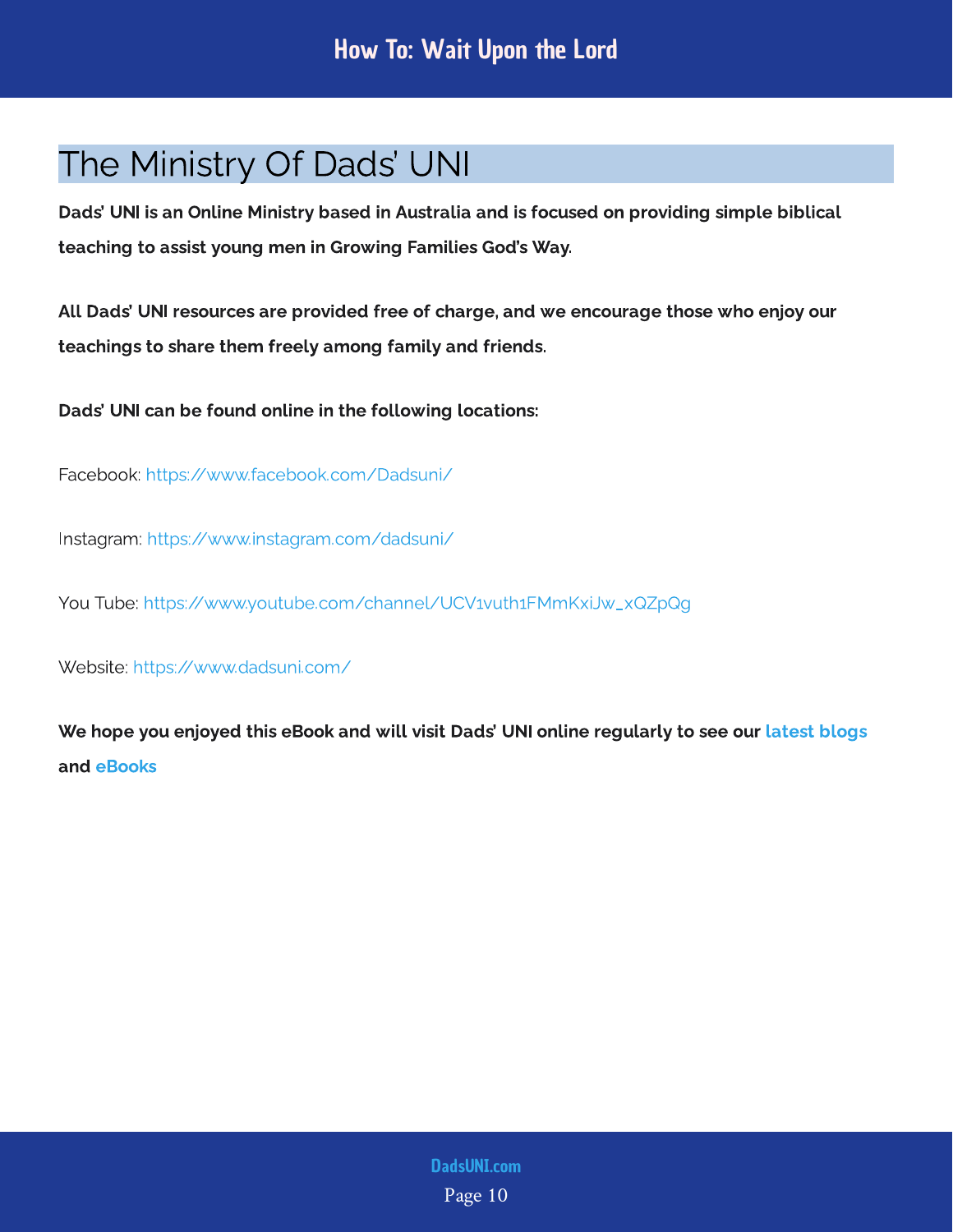## The Ministry Of Dads' UNI

**Dads' UNI is an Online Ministry based in Australia and is focused on providing simple biblical teaching to assist young men in Growing Families God's Way.**

**All Dads' UNI resources are provided free of charge, and we encourage those who enjoy our teachings to share them freely among family and friends.**

**Dads' UNI can be found online in the following locations:**

Facebook: https://www.facebook.com/Dadsuni/

Instagram: https://www.instagram.com/dadsuni/

You Tube: https://www.youtube.com/channel/UCV1vuth1FMmKxiJw_xQZpQg

Website: https://www.dadsuni.com/

**We hope you enjoyed this eBook and will visit Dads' UNI online regularly to see our latest blogs and eBooks**